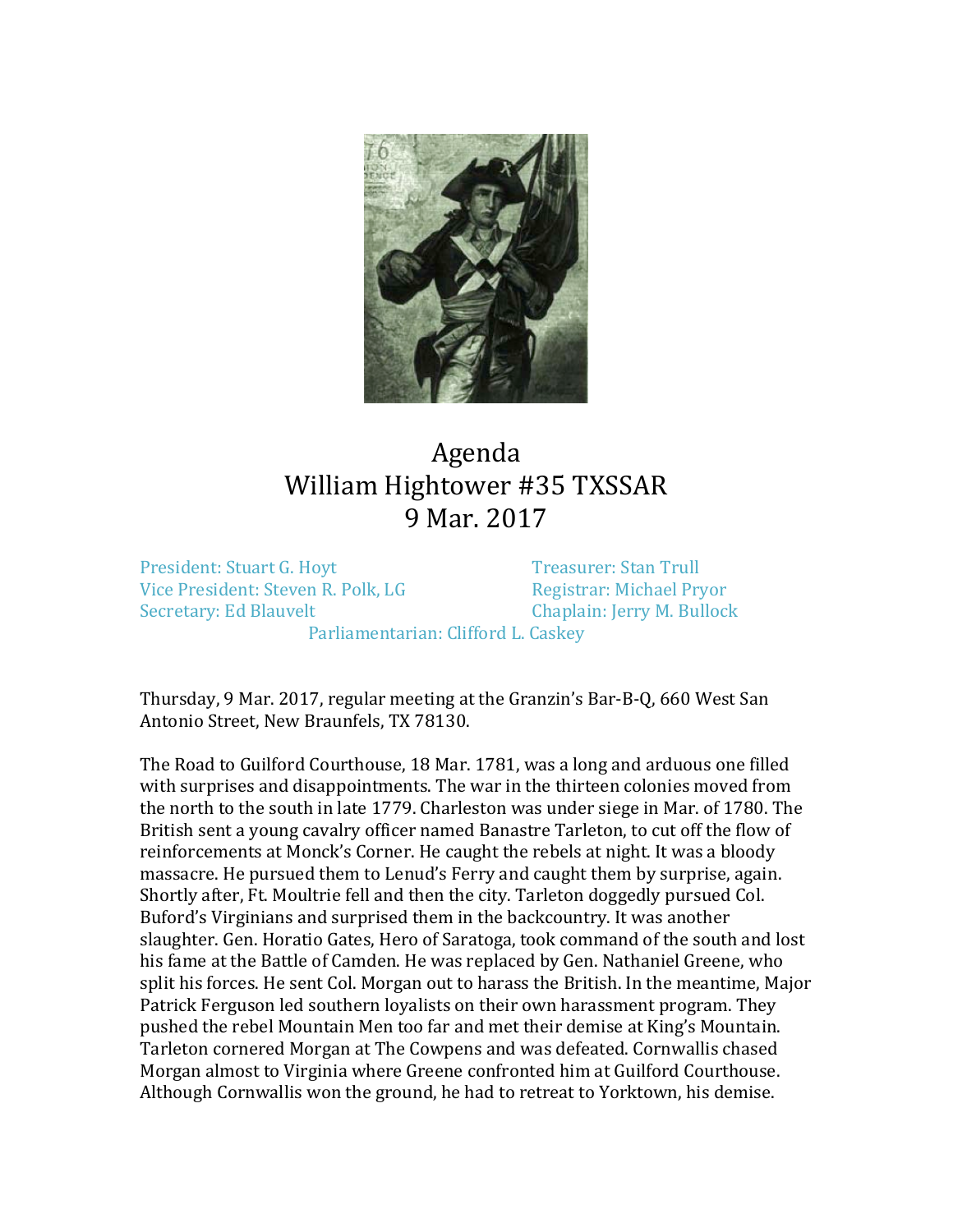# Agenda
# William Hightower #35 TXSSAR
# 9 Mar. 2017

President: Stuart G. Hoyt
Vice President: Steven R. Polk, LG
Secretary: Ed Blauvelt
Treasurer: Stan Trull
Registrar: Michael Pryor
Chaplain: Jerry M. Bullock
Parliamentarian: Clifford L. Caskey

Thursday, 9 Mar. 2017, regular meeting at the Granzin's Bar-B-Q, 660 West San Antonio Street, New Braunfels, TX 78130.

The Road to Guilford Courthouse, 18 Mar. 1781, was a long and arduous one filled with surprises and disappointments. The war in the thirteen colonies moved from the north to the south in late 1779. Charleston was under siege in Mar. of 1780. The British sent a young cavalry officer named Banastre Tarleton, to cut off the flow of reinforcements at Monck's Corner. He caught the rebels at night. It was a bloody massacre. He pursued them to Lenud's Ferry and caught them by surprise, again. Shortly after, Ft. Moultrie fell and then the city. Tarleton doggedly pursued Col. Buford's Virginians and surprised them in the backcountry. It was another slaughter. Gen. Horatio Gates, Hero of Saratoga, took command of the south and lost his fame at the Battle of Camden. He was replaced by Gen. Nathaniel Greene, who split his forces. He sent Col. Morgan out to harass the British. In the meantime, Major Patrick Ferguson led southern loyalists on their own harassment program. They pushed the rebel Mountain Men too far and met their demise at King's Mountain. Tarleton cornered Morgan at The Cowpens and was defeated. Cornwallis chased Morgan almost to Virginia where Greene confronted him at Guilford Courthouse. Although Cornwallis won the ground, he had to retreat to Yorktown, his demise.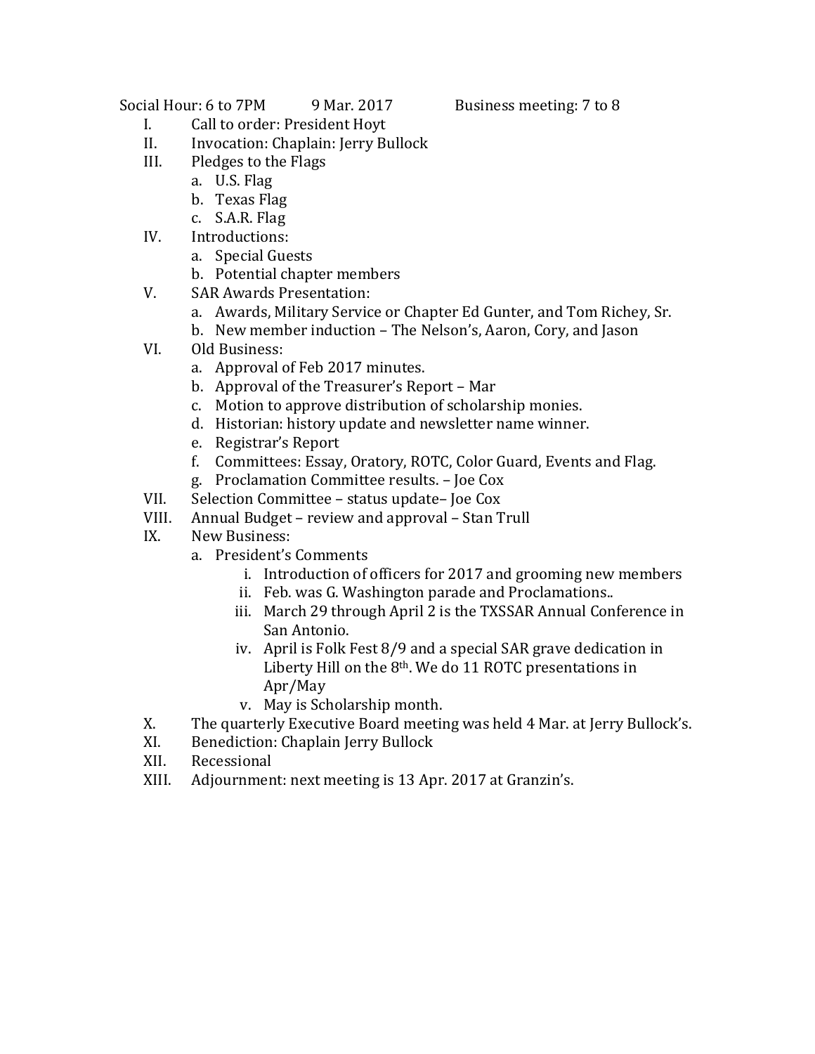Social Hour: 6 to 7PM  9 Mar. 2017  Business meeting: 7 to 8

I. Call to order: President Hoyt
II. Invocation: Chaplain: Jerry Bullock
III. Pledges to the Flags
    a. U.S. Flag
    b. Texas Flag
    c. S.A.R. Flag
IV. Introductions:
    a. Special Guests
    b. Potential chapter members
V. SAR Awards Presentation:
    a. Awards, Military Service or Chapter Ed Gunter, and Tom Richey, Sr.
    b. New member induction – The Nelson's, Aaron, Cory, and Jason
VI. Old Business:
    a. Approval of Feb 2017 minutes.
    b. Approval of the Treasurer's Report – Mar
    c. Motion to approve distribution of scholarship monies.
    d. Historian: history update and newsletter name winner.
    e. Registrar's Report
    f. Committees: Essay, Oratory, ROTC, Color Guard, Events and Flag.
    g. Proclamation Committee results. – Joe Cox
VII. Selection Committee – status update– Joe Cox
VIII. Annual Budget – review and approval – Stan Trull
IX. New Business:
    a. President's Comments
        i. Introduction of officers for 2017 and grooming new members
        ii. Feb. was G. Washington parade and Proclamations..
        iii. March 29 through April 2 is the TXSSAR Annual Conference in San Antonio.
        iv. April is Folk Fest 8/9 and a special SAR grave dedication in Liberty Hill on the 8th. We do 11 ROTC presentations in Apr/May
        v. May is Scholarship month.
X. The quarterly Executive Board meeting was held 4 Mar. at Jerry Bullock's.
XI. Benediction: Chaplain Jerry Bullock
XII. Recessional
XIII. Adjournment: next meeting is 13 Apr. 2017 at Granzin's.